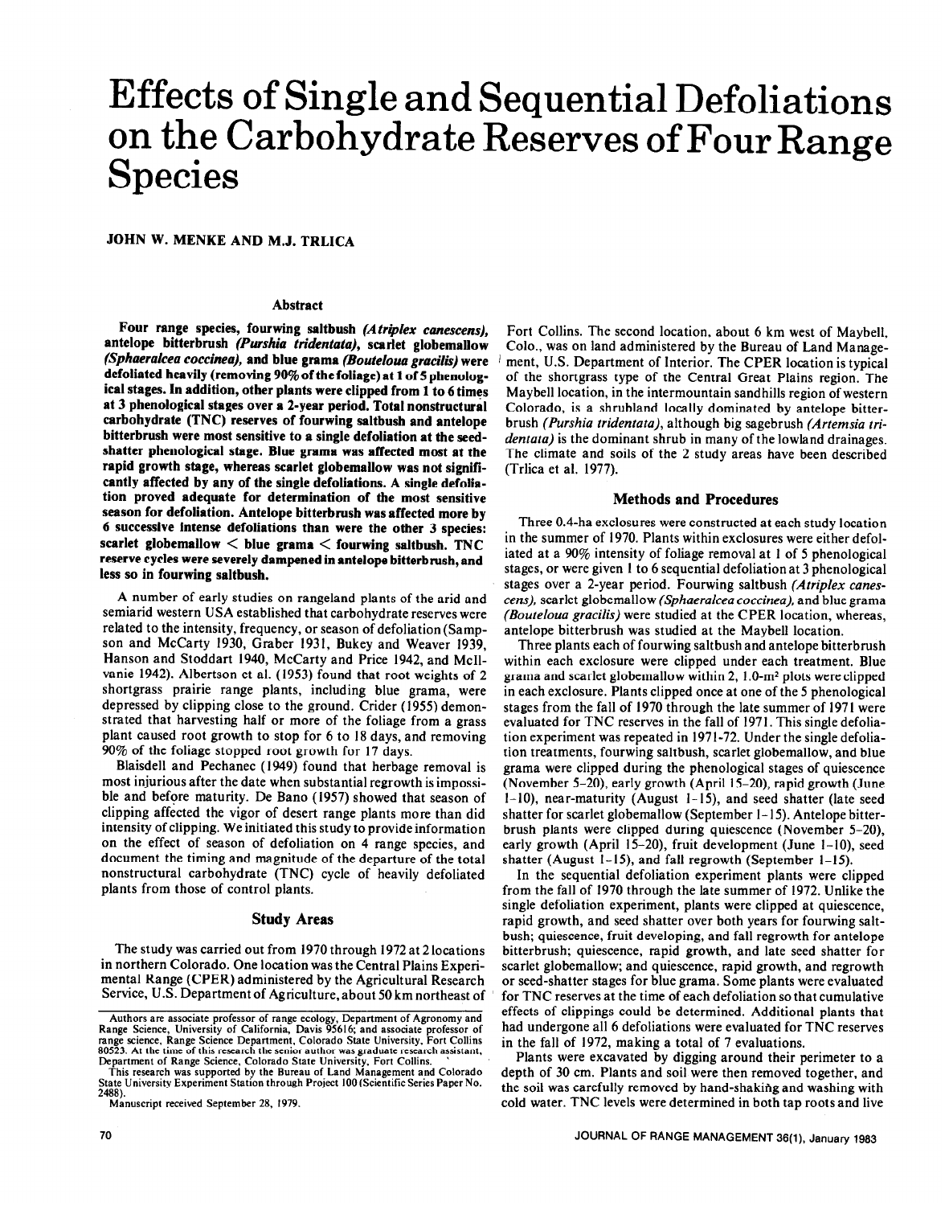# Effects of Single and Sequential Defoliations on the Carbohydrate Reserves of Four Range Species

**JOHN W. MENKE AND M.J. TRLICA**

## Abstract

**Four range species, fourwing saltbush *(Atriplex canescens)*, antelope bitterbrush *(Purshia tridentata)*, scarlet globemallow *(Sphaeralcea coccinea)*, and blue grama *(Bouteloua gracilis)* were defoliated heavily (removing 90% of the foliage) at 1 of 5 phenological stages. In addition, other plants were clipped from 1 to 6 times at 3 phenological stages over a 2-year period. Total nonstructural carbohydrate (TNC) reserves of fourwing saltbush and antelope bitterbrush were most sensitive to a single defoliation at the seed-shatter phenological stage. Blue grama was affected most at the rapid growth stage, whereas scarlet globemallow was not significantly affected by any of the single defoliations. A single defoliation proved adequate for determination of the most sensitive season for defoliation. Antelope bitterbrush was affected more by 6 successive intense defoliations than were the other 3 species: scarlet globemallow < blue grama < fourwing saltbush. TNC reserve cycles were severely dampened in antelope bitterbrush, and less so in fourwing saltbush.**

A number of early studies on rangeland plants of the arid and semiarid western USA established that carbohydrate reserves were related to the intensity, frequency, or season of defoliation (Sampson and McCarty 1930, Graber 1931, Bukey and Weaver 1939, Hanson and Stoddart 1940, McCarty and Price 1942, and McIlvanie 1942). Albertson et al. (1953) found that root weights of 2 shortgrass prairie range plants, including blue grama, were depressed by clipping close to the ground. Crider (1955) demonstrated that harvesting half or more of the foliage from a grass plant caused root growth to stop for 6 to 18 days, and removing 90% of the foliage stopped root growth for 17 days.

Blaisdell and Pechanec (1949) found that herbage removal is most injurious after the date when substantial regrowth is impossible and before maturity. De Bano (1957) showed that season of clipping affected the vigor of desert range plants more than did intensity of clipping. We initiated this study to provide information on the effect of season of defoliation on 4 range species, and document the timing and magnitude of the departure of the total nonstructural carbohydrate (TNC) cycle of heavily defoliated plants from those of control plants.

## Study Areas

The study was carried out from 1970 through 1972 at 2 locations in northern Colorado. One location was the Central Plains Experimental Range (CPER) administered by the Agricultural Research Service, U.S. Department of Agriculture, about 50 km northeast of Fort Collins. The second location, about 6 km west of Maybell, Colo., was on land administered by the Bureau of Land Management, U.S. Department of Interior. The CPER location is typical of the shortgrass type of the Central Great Plains region. The Maybell location, in the intermountain sandhills region of western Colorado, is a shrubland locally dominated by antelope bitterbrush *(Purshia tridentata)*, although big sagebrush *(Artemsia tridentata)* is the dominant shrub in many of the lowland drainages. The climate and soils of the 2 study areas have been described (Trlica et al. 1977).

## Methods and Procedures

Three 0.4-ha exclosures were constructed at each study location in the summer of 1970. Plants within exclosures were either defoliated at a 90% intensity of foliage removal at 1 of 5 phenological stages, or were given 1 to 6 sequential defoliation at 3 phenological stages over a 2-year period. Fourwing saltbush *(Atriplex canescens)*, scarlet globemallow *(Sphaeralcea coccinea)*, and blue grama *(Bouteloua gracilis)* were studied at the CPER location, whereas, antelope bitterbrush was studied at the Maybell location.

Three plants each of fourwing saltbush and antelope bitterbrush within each exclosure were clipped under each treatment. Blue grama and scarlet globemallow within 2, 1.0-m² plots were clipped in each exclosure. Plants clipped once at one of the 5 phenological stages from the fall of 1970 through the late summer of 1971 were evaluated for TNC reserves in the fall of 1971. This single defoliation experiment was repeated in 1971-72. Under the single defoliation treatments, fourwing saltbush, scarlet globemallow, and blue grama were clipped during the phenological stages of quiescence (November 5–20), early growth (April 15–20), rapid growth (June 1–10), near-maturity (August 1–15), and seed shatter (late seed shatter for scarlet globemallow (September 1–15). Antelope bitterbrush plants were clipped during quiescence (November 5–20), early growth (April 15–20), fruit development (June 1–10), seed shatter (August 1–15), and fall regrowth (September 1–15).

In the sequential defoliation experiment plants were clipped from the fall of 1970 through the late summer of 1972. Unlike the single defoliation experiment, plants were clipped at quiescence, rapid growth, and seed shatter over both years for fourwing saltbush; quiescence, fruit developing, and fall regrowth for antelope bitterbrush; quiescence, rapid growth, and late seed shatter for scarlet globemallow; and quiescence, rapid growth, and regrowth or seed-shatter stages for blue grama. Some plants were evaluated for TNC reserves at the time of each defoliation so that cumulative effects of clippings could be determined. Additional plants that had undergone all 6 defoliations were evaluated for TNC reserves in the fall of 1972, making a total of 7 evaluations.

Plants were excavated by digging around their perimeter to a depth of 30 cm. Plants and soil were then removed together, and the soil was carefully removed by hand-shaking and washing with cold water. TNC levels were determined in both tap roots and live

Authors are associate professor of range ecology, Department of Agronomy and Range Science, University of California, Davis 95616; and associate professor of range science, Range Science Department, Colorado State University, Fort Collins 80523. At the time of this research the senior author was graduate research assistant, Department of Range Science, Colorado State University, Fort Collins.

This research was supported by the Bureau of Land Management and Colorado State University Experiment Station through Project 100 (Scientific Series Paper No. 2488).

Manuscript received September 28, 1979.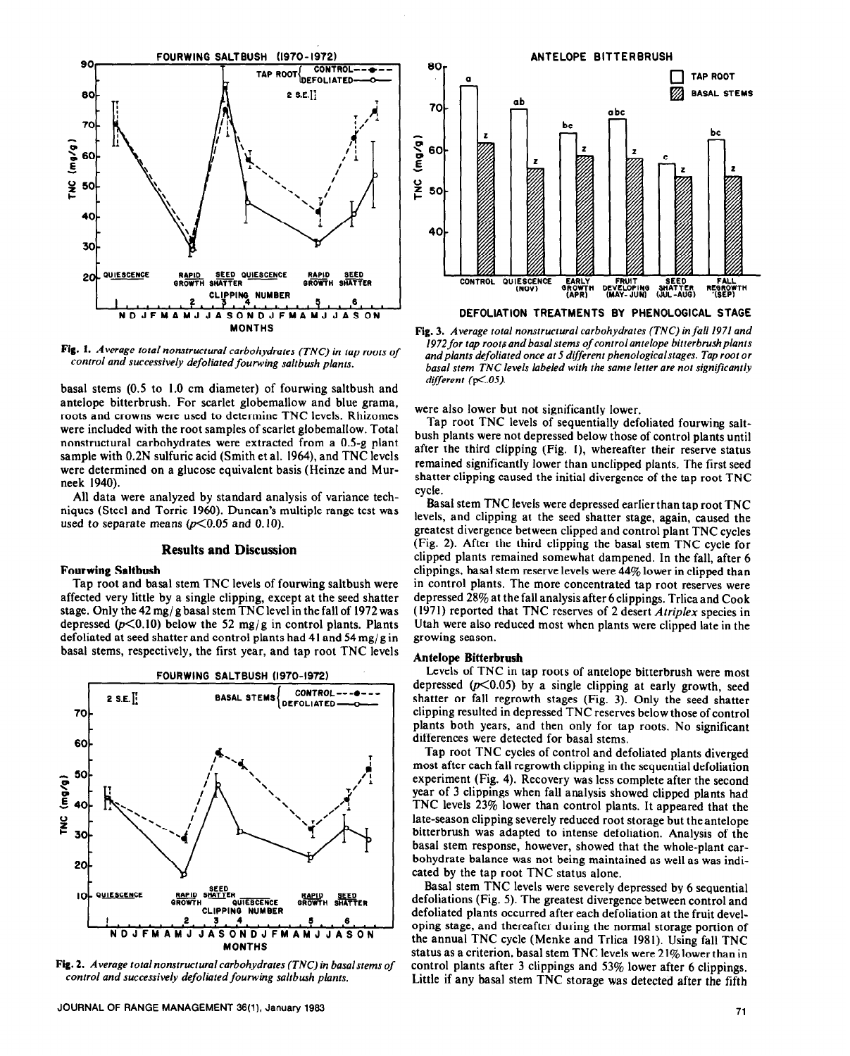Fig. 1. *Average total nonstructural carbohydrates (TNC) in tap roots of control and successively defoliated fourwing saltbush plants.*

basal stems (0.5 to 1.0 cm diameter) of fourwing saltbush and antelope bitterbrush. For scarlet globemallow and blue grama, roots and crowns were used to determine TNC levels. Rhizomes were included with the root samples of scarlet globemallow. Total nonstructural carbohydrates were extracted from a 0.5-g plant sample with 0.2N sulfuric acid (Smith et al. 1964), and TNC levels were determined on a glucose equivalent basis (Heinze and Murneek 1940).

All data were analyzed by standard analysis of variance techniques (Steel and Torrie 1960). Duncan's multiple range test was used to separate means ($p<0.05$ and 0.10).

## Results and Discussion

### Fourwing Saltbush

Tap root and basal stem TNC levels of fourwing saltbush were affected very little by a single clipping, except at the seed shatter stage. Only the 42 mg/g basal stem TNC level in the fall of 1972 was depressed ($p<0.10$) below the 52 mg/g in control plants. Plants defoliated at seed shatter and control plants had 41 and 54 mg/g in basal stems, respectively, the first year, and tap root TNC levels were also lower but not significantly lower.

Tap root TNC levels of sequentially defoliated fourwing saltbush plants were not depressed below those of control plants until after the third clipping (Fig. 1), whereafter their reserve status remained significantly lower than unclipped plants. The first seed shatter clipping caused the initial divergence of the tap root TNC cycle.

Basal stem TNC levels were depressed earlier than tap root TNC levels, and clipping at the seed shatter stage, again, caused the greatest divergence between clipped and control plant TNC cycles (Fig. 2). After the third clipping the basal stem TNC cycle for clipped plants remained somewhat dampened. In the fall, after 6 clippings, basal stem reserve levels were 44% lower in clipped than in control plants. The more concentrated tap root reserves were depressed 28% at the fall analysis after 6 clippings. Trlica and Cook (1971) reported that TNC reserves of 2 desert *Atriplex* species in Utah were also reduced most when plants were clipped late in the growing season.

Fig. 2. *Average total nonstructural carbohydrates (TNC) in basal stems of control and successively defoliated fourwing saltbush plants.*

Fig. 3. *Average total nonstructural carbohydrates (TNC) in fall 1971 and 1972 for tap roots and basal stems of control antelope bitterbrush plants and plants defoliated once at 5 different phenological stages. Tap root or basal stem TNC levels labeled with the same letter are not significantly different ($p<.05$).*

### Antelope Bitterbrush

Levels of TNC in tap roots of antelope bitterbrush were most depressed ($p<0.05$) by a single clipping at early growth, seed shatter or fall regrowth stages (Fig. 3). Only the seed shatter clipping resulted in depressed TNC reserves below those of control plants both years, and then only for tap roots. No significant differences were detected for basal stems.

Tap root TNC cycles of control and defoliated plants diverged most after each fall regrowth clipping in the sequential defoliation experiment (Fig. 4). Recovery was less complete after the second year of 3 clippings when fall analysis showed clipped plants had TNC levels 23% lower than control plants. It appeared that the late-season clipping severely reduced root storage but the antelope bitterbrush was adapted to intense defoliation. Analysis of the basal stem response, however, showed that the whole-plant carbohydrate balance was not being maintained as well as was indicated by the tap root TNC status alone.

Basal stem TNC levels were severely depressed by 6 sequential defoliations (Fig. 5). The greatest divergence between control and defoliated plants occurred after each defoliation at the fruit developing stage, and thereafter during the normal storage portion of the annual TNC cycle (Menke and Trlica 1981). Using fall TNC status as a criterion, basal stem TNC levels were 21% lower than in control plants after 3 clippings and 53% lower after 6 clippings. Little if any basal stem TNC storage was detected after the fifth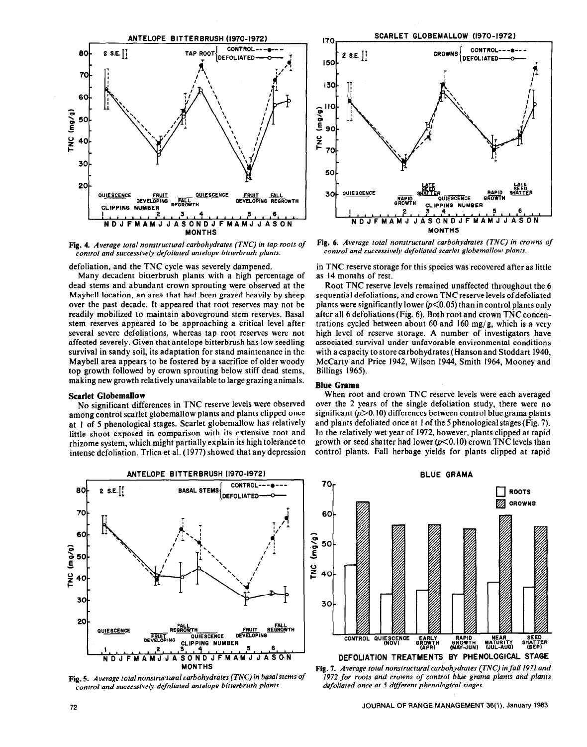Fig. 4. *Average total nonstructural carbohydrates (TNC) in tap roots of control and successively defoliated antelope bitterbrush plants.*

defoliation, and the TNC cycle was severely dampened.

Many decadent bitterbrush plants with a high percentage of dead stems and abundant crown sprouting were observed at the Mayhell location, an area that had been grazed heavily by sheep over the past decade. It appeared that root reserves may not be readily mobilized to maintain aboveground stem reserves. Basal stem reserves appeared to be approaching a critical level after several severe defoliations, whereas tap root reserves were not affected severely. Given that antelope bitterbrush has low seedling survival in sandy soil, its adaptation for stand maintenance in the Maybell area appears to be fostered by a sacrifice of older woody top growth followed by crown sprouting below stiff dead stems, making new growth relatively unavailable to large grazing animals.

### Scarlet Globemallow

No significant differences in TNC reserve levels were observed among control scarlet globemallow plants and plants clipped once at 1 of 5 phenological stages. Scarlet globemallow has relatively little shoot exposed in comparison with its extensive root and rhizome system, which might partially explain its high tolerance to intense defoliation. Trlica et al. (1977) showed that any depression in TNC reserve storage for this species was recovered after as little as 14 months of rest.

Root TNC reserve levels remained unaffected throughout the 6 sequential defoliations, and crown TNC reserve levels of defoliated plants were significantly lower ($p<0.05$) than in control plants only after all 6 defoliations (Fig. 6). Both root and crown TNC concentrations cycled between about 60 and 160 mg/g, which is a very high level of reserve storage. A number of investigators have associated survival under unfavorable environmental conditions with a capacity to store carbohydrates (Hanson and Stoddart 1940, McCarty and Price 1942, Wilson 1944, Smith 1964, Mooney and Billings 1965).

Fig. 6. *Average total nonstructural carbohydrates (TNC) in crowns of control and successively defoliated scarlet globemallow plants.*

### Blue Grama

When root and crown TNC reserve levels were each averaged over the 2 years of the single defoliation study, there were no significant ($p>0.10$) differences between control blue grama plants and plants defoliated once at 1 of the 5 phenological stages (Fig. 7). In the relatively wet year of 1972, however, plants clipped at rapid growth or seed shatter had lower ($p<0.10$) crown TNC levels than control plants. Fall herbage yields for plants clipped at rapid

Fig. 5. *Average total nonstructural carbohydrates (TNC) in basal stems of control and successively defoliated antelope bitterbrush plants.*

Fig. 7. *Average total nonstructural carbohydrates (TNC) in fall 1971 and 1972 for roots and crowns of control blue grama plants and plants defoliated once at 5 different phenological stages.*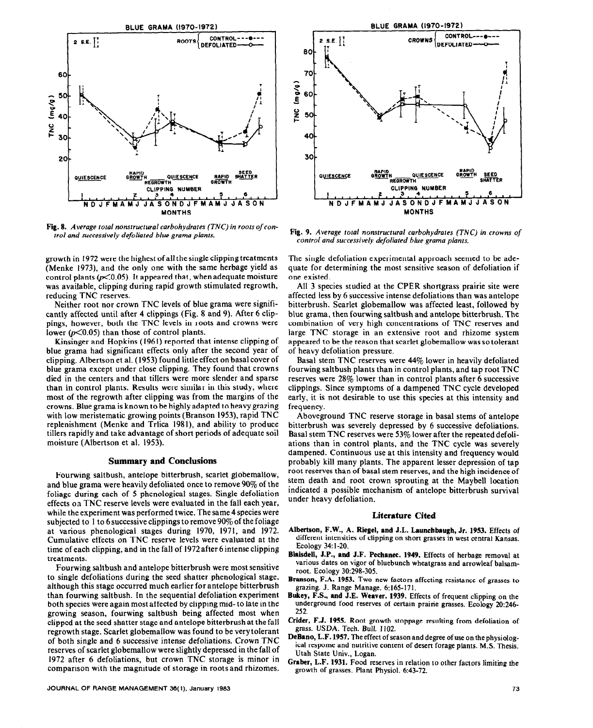Fig. 8. *Average total nonstructural carbohydrates (TNC) in roots of control and successively defoliated blue grama plants.*

Fig. 9. *Average total nonstructural carbohydrates (TNC) in crowns of control and successively defoliated blue grama plants.*

growth in 1972 were the highest of all the single clipping treatments (Menke 1973), and the only one with the same herbage yield as control plants ($p<0.05$). It appeared that, when adequate moisture was available, clipping during rapid growth stimulated regrowth, reducing TNC reserves.

Neither root nor crown TNC levels of blue grama were significantly affected until after 4 clippings (Fig. 8 and 9). After 6 clippings, however, both the TNC levels in roots and crowns were lower ($p<0.05$) than those of control plants.

Kinsinger and Hopkins (1961) reported that intense clipping of blue grama had significant effects only after the second year of clipping. Albertson et al. (1953) found little effect on basal cover of blue grama except under close clipping. They found that crowns died in the centers and that tillers were more slender and sparse than in control plants. Results were similar in this study, where most of the regrowth after clipping was from the margins of the crowns. Blue grama is known to be highly adapted to heavy grazing with low meristematic growing points (Branson 1953), rapid TNC replenishment (Menke and Trlica 1981), and ability to produce tillers rapidly and take advantage of short periods of adequate soil moisture (Albertson et al. 1953).

## Summary and Conclusions

Fourwing saltbush, antelope bitterbrush, scarlet globemallow, and blue grama were heavily defoliated once to remove 90% of the foliage during each of 5 phenological stages. Single defoliation effects on TNC reserve levels were evaluated in the fall each year, while the experiment was performed twice. The same 4 species were subjected to 1 to 6 successive clippings to remove 90% of the foliage at various phenological stages during 1970, 1971, and 1972. Cumulative effects on TNC reserve levels were evaluated at the time of each clipping, and in the fall of 1972 after 6 intense clipping treatments.

Fourwing saltbush and antelope bitterbrush were most sensitive to single defoliations during the seed shatter phenological stage, although this stage occurred much earlier for antelope bitterbrush than fourwing saltbush. In the sequential defoliation experiment both species were again most affected by clipping mid- to late in the growing season, fourwing saltbush being affected most when clipped at the seed shatter stage and antelope bitterbrush at the fall regrowth stage. Scarlet globemallow was found to be very tolerant of both single and 6 successive intense defoliations. Crown TNC reserves of scarlet globemallow were slightly depressed in the fall of 1972 after 6 defoliations, but crown TNC storage is minor in comparison with the magnitude of storage in roots and rhizomes.

The single defoliation experimental approach seemed to be adequate for determining the most sensitive season of defoliation if one existed.

All 3 species studied at the CPER shortgrass prairie site were affected less by 6 successive intense defoliations than was antelope bitterbrush. Scarlet globemallow was affected least, followed by blue grama, then fourwing saltbush and antelope bitterbrush. The combination of very high concentrations of TNC reserves and large TNC storage in an extensive root and rhizome system appeared to be the reason that scarlet globemallow was so tolerant of heavy defoliation pressure.

Basal stem TNC reserves were 44% lower in heavily defoliated fourwing saltbush plants than in control plants, and tap root TNC reserves were 28% lower than in control plants after 6 successive clippings. Since symptoms of a dampened TNC cycle developed early, it is not desirable to use this species at this intensity and frequency.

Aboveground TNC reserve storage in basal stems of antelope bitterbrush was severely depressed by 6 successive defoliations. Basal stem TNC reserves were 53% lower after the repeated defoliations than in control plants, and the TNC cycle was severely dampened. Continuous use at this intensity and frequency would probably kill many plants. The apparent lesser depression of tap root reserves than of basal stem reserves, and the high incidence of stem death and root crown sprouting at the Maybell location indicated a possible mechanism of antelope bitterbrush survival under heavy defoliation.

## Literature Cited

**Albertson, F.W., A. Riegel, and J.L. Launchbaugh, Jr. 1953.** Effects of different intensities of clipping on short grasses in west central Kansas. Ecology 34:1-20.

**Blaisdell, J.P., and J.F. Pechanec. 1949.** Effects of herbage removal at various dates on vigor of bluebunch wheatgrass and arrowleaf balsamroot. Ecology 30:298-305.

**Branson, F.A. 1953.** Two new factors affecting resistance of grasses to grazing. J. Range Manage. 6:165-171.

**Bukey, F.S., and J.E. Weaver. 1939.** Effects of frequent clipping on the underground food reserves of certain prairie grasses. Ecology 20:246-252.

**Crider, F.J. 1955.** Root growth stoppage resulting from defoliation of grass. USDA. Tech. Bull. 1102.

**DeBano, L.F. 1957.** The effect of season and degree of use on the physiological response and nutritive content of desert forage plants. M.S. Thesis. Utah State Univ., Logan.

**Graber, L.F. 1931.** Food reserves in relation to other factors limiting the growth of grasses. Plant Physiol. 6:43-72.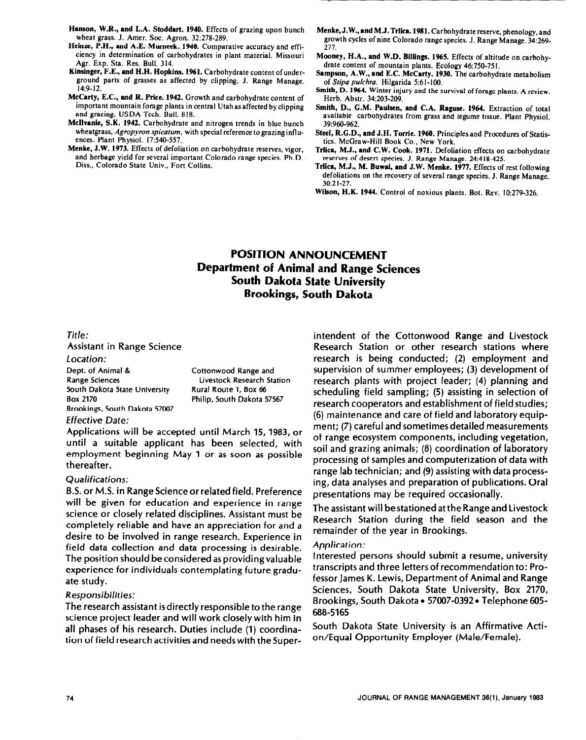**Hanson, W.R., and L.A. Stoddart. 1940.** Effects of grazing upon bunch wheat grass. J. Amer. Soc. Agron. 32:278-289.

**Heinze, P.H., and A.E. Murneek. 1940.** Comparative accuracy and efficiency in determination of carbohydrates in plant material. Missouri Agr. Exp. Sta. Res. Bull. 314.

**Kinsinger, F.E., and H.H. Hopkins. 1961.** Carbohydrate content of underground parts of grasses as affected by clipping. J. Range Manage. 14:9-12.

**McCarty, E.C., and R. Price. 1942.** Growth and carbohydrate content of important mountain forage plants in central Utah as affected by clipping and grazing. USDA Tech. Bull. 818.

**McIlvanie, S.K. 1942.** Carbohydrate and nitrogen trends in blue bunch wheatgrass, *Agropyron spicatum*, with special reference to grazing influences. Plant Physiol. 17:540-557.

**Menke, J.W. 1973.** Effects of defoliation on carbohydrate reserves, vigor, and herbage yield for several important Colorado range species. Ph.D. Diss., Colorado State Univ., Fort Collins.

**Menke, J.W., and M.J. Trlica. 1981.** Carbohydrate reserve, phenology, and growth cycles of nine Colorado range species. J. Range Manage. 34:269-277.

**Mooney, H.A., and W.D. Billings. 1965.** Effects of altitude on carbohydrate content of mountain plants. Ecology 46:750-751.

**Sampson, A.W., and E.C. McCarty. 1930.** The carbohydrate metabolism of *Stipa pulchra*. Hilgarida 5:61-100.

**Smith, D. 1964.** Winter injury and the survival of forage plants. A review. Herb. Abstr. 34:203-209.

**Smith, D., G.M. Paulsen, and C.A. Raguse. 1964.** Extraction of total available carbohydrates from grass and legume tissue. Plant Physiol. 39:960-962.

**Steel, R.G.D., and J.H. Torrie. 1960.** Principles and Procedures of Statistics. McGraw-Hill Book Co., New York.

**Trlica, M.J., and C.W. Cook. 1971.** Defoliation effects on carbohydrate reserves of desert species. J. Range Manage. 24:418-425.

**Trlica, M.J., M. Buwai, and J.W. Menke. 1977.** Effects of rest following defoliations on the recovery of several range species. J. Range Manage. 30:21-27.

**Wilson, H.K. 1944.** Control of noxious plants. Bot. Rev. 10:279-326.

# POSITION ANNOUNCEMENT
## Department of Animal and Range Sciences
## South Dakota State University
## Brookings, South Dakota

*Title:*

Assistant in Range Science

*Location:*

Dept. of Animal & Range Sciences
South Dakota State University
Box 2170
Brookings, South Dakota 57007

Cottonwood Range and Livestock Research Station
Rural Route 1, Box 66
Philip, South Dakota 57567

*Effective Date:*

Applications will be accepted until March 15, 1983, or until a suitable applicant has been selected, with employment beginning May 1 or as soon as possible thereafter.

*Qualifications:*

B.S. or M.S. in Range Science or related field. Preference will be given for education and experience in range science or closely related disciplines. Assistant must be completely reliable and have an appreciation for and a desire to be involved in range research. Experience in field data collection and data processing is desirable. The position should be considered as providing valuable experience for individuals contemplating future graduate study.

*Responsibilities:*

The research assistant is directly responsible to the range science project leader and will work closely with him in all phases of his research. Duties include (1) coordination of field research activities and needs with the Superintendent of the Cottonwood Range and Livestock Research Station or other research stations where research is being conducted; (2) employment and supervision of summer employees; (3) development of research plants with project leader; (4) planning and scheduling field sampling; (5) assisting in selection of research cooperators and establishment of field studies; (6) maintenance and care of field and laboratory equipment; (7) careful and sometimes detailed measurements of range ecosystem components, including vegetation, soil and grazing animals; (8) coordination of laboratory processing of samples and computerization of data with range lab technician; and (9) assisting with data processing, data analyses and preparation of publications. Oral presentations may be required occasionally.

The assistant will be stationed at the Range and Livestock Research Station during the field season and the remainder of the year in Brookings.

*Application:*

Interested persons should submit a resume, university transcripts and three letters of recommendation to: Professor James K. Lewis, Department of Animal and Range Sciences, South Dakota State University, Box 2170, Brookings, South Dakota • 57007-0392 • Telephone 605-688-5165

South Dakota State University is an Affirmative Action/Equal Opportunity Employer (Male/Female).